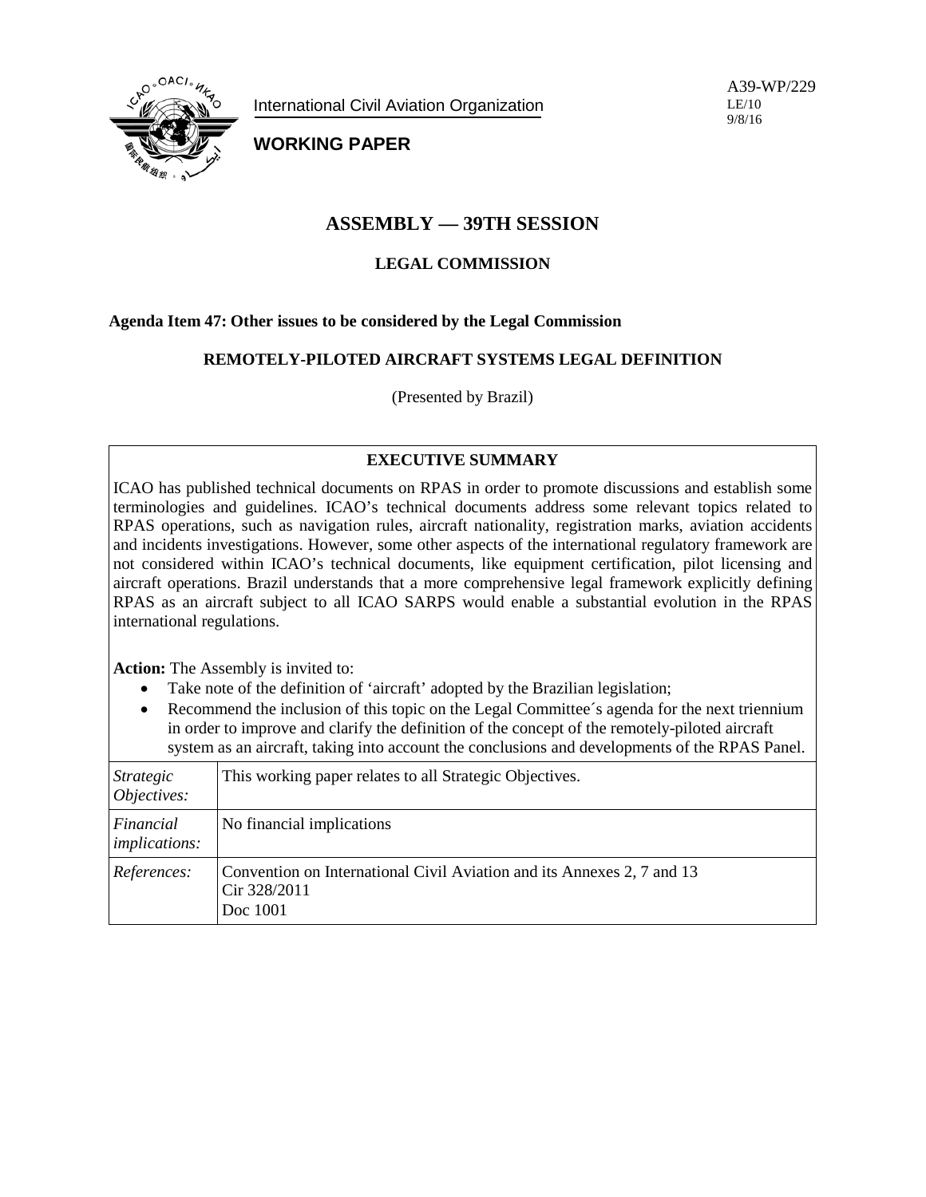International Civil Aviation Organization

**WORKING PAPER**

A39-WP/229
LE/10
9/8/16

# ASSEMBLY — 39TH SESSION

## LEGAL COMMISSION

**Agenda Item 47: Other issues to be considered by the Legal Commission**

### REMOTELY-PILOTED AIRCRAFT SYSTEMS LEGAL DEFINITION

(Presented by Brazil)

**EXECUTIVE SUMMARY**

ICAO has published technical documents on RPAS in order to promote discussions and establish some terminologies and guidelines. ICAO's technical documents address some relevant topics related to RPAS operations, such as navigation rules, aircraft nationality, registration marks, aviation accidents and incidents investigations. However, some other aspects of the international regulatory framework are not considered within ICAO's technical documents, like equipment certification, pilot licensing and aircraft operations. Brazil understands that a more comprehensive legal framework explicitly defining RPAS as an aircraft subject to all ICAO SARPS would enable a substantial evolution in the RPAS international regulations.

**Action:** The Assembly is invited to:

- Take note of the definition of 'aircraft' adopted by the Brazilian legislation;
- Recommend the inclusion of this topic on the Legal Committee´s agenda for the next triennium in order to improve and clarify the definition of the concept of the remotely-piloted aircraft system as an aircraft, taking into account the conclusions and developments of the RPAS Panel.

| | |
|---|---|
| *Strategic Objectives:* | This working paper relates to all Strategic Objectives. |
| *Financial implications:* | No financial implications |
| *References:* | Convention on International Civil Aviation and its Annexes 2, 7 and 13<br>Cir 328/2011<br>Doc 1001 |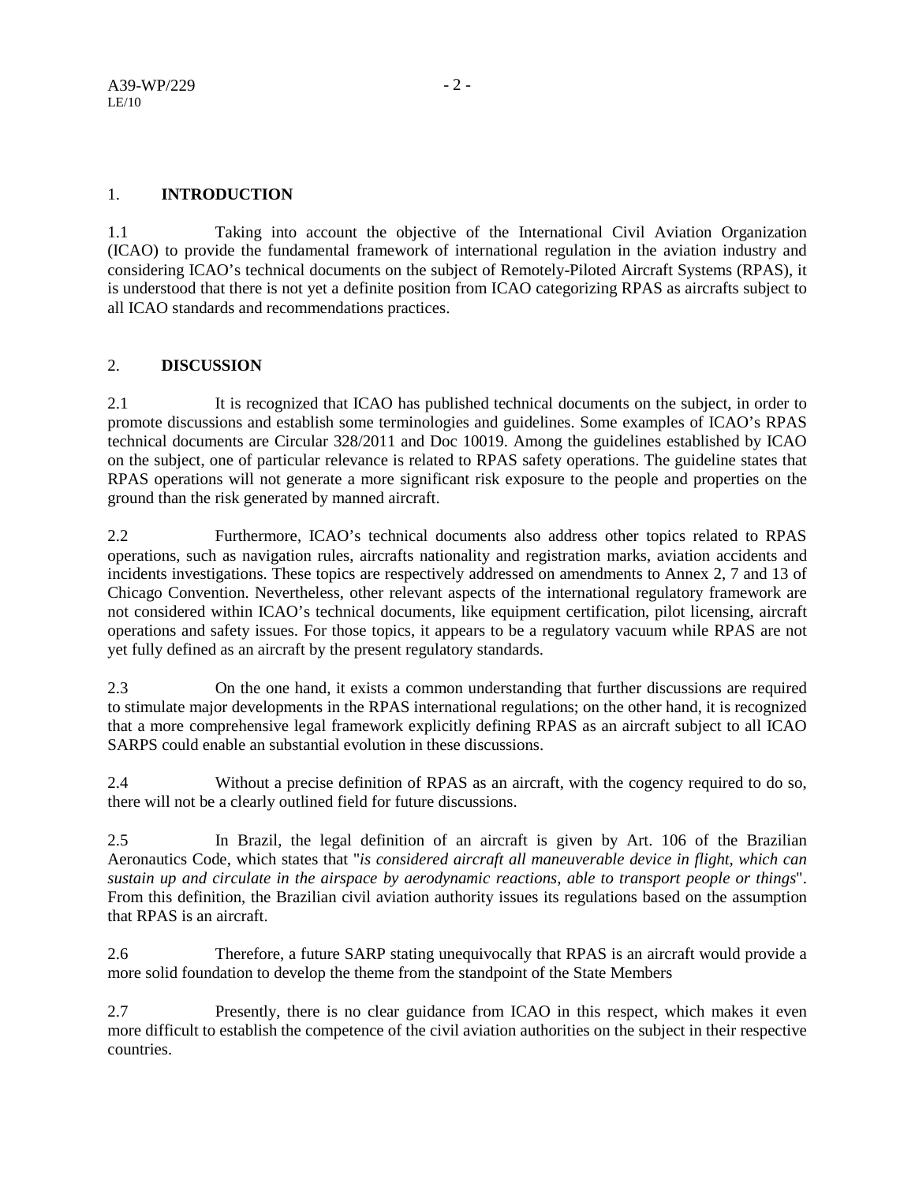## 1. INTRODUCTION

1.1 Taking into account the objective of the International Civil Aviation Organization (ICAO) to provide the fundamental framework of international regulation in the aviation industry and considering ICAO's technical documents on the subject of Remotely-Piloted Aircraft Systems (RPAS), it is understood that there is not yet a definite position from ICAO categorizing RPAS as aircrafts subject to all ICAO standards and recommendations practices.

## 2. DISCUSSION

2.1 It is recognized that ICAO has published technical documents on the subject, in order to promote discussions and establish some terminologies and guidelines. Some examples of ICAO's RPAS technical documents are Circular 328/2011 and Doc 10019. Among the guidelines established by ICAO on the subject, one of particular relevance is related to RPAS safety operations. The guideline states that RPAS operations will not generate a more significant risk exposure to the people and properties on the ground than the risk generated by manned aircraft.

2.2 Furthermore, ICAO's technical documents also address other topics related to RPAS operations, such as navigation rules, aircrafts nationality and registration marks, aviation accidents and incidents investigations. These topics are respectively addressed on amendments to Annex 2, 7 and 13 of Chicago Convention. Nevertheless, other relevant aspects of the international regulatory framework are not considered within ICAO's technical documents, like equipment certification, pilot licensing, aircraft operations and safety issues. For those topics, it appears to be a regulatory vacuum while RPAS are not yet fully defined as an aircraft by the present regulatory standards.

2.3 On the one hand, it exists a common understanding that further discussions are required to stimulate major developments in the RPAS international regulations; on the other hand, it is recognized that a more comprehensive legal framework explicitly defining RPAS as an aircraft subject to all ICAO SARPS could enable an substantial evolution in these discussions.

2.4 Without a precise definition of RPAS as an aircraft, with the cogency required to do so, there will not be a clearly outlined field for future discussions.

2.5 In Brazil, the legal definition of an aircraft is given by Art. 106 of the Brazilian Aeronautics Code, which states that "*is considered aircraft all maneuverable device in flight, which can sustain up and circulate in the airspace by aerodynamic reactions, able to transport people or things*". From this definition, the Brazilian civil aviation authority issues its regulations based on the assumption that RPAS is an aircraft.

2.6 Therefore, a future SARP stating unequivocally that RPAS is an aircraft would provide a more solid foundation to develop the theme from the standpoint of the State Members

2.7 Presently, there is no clear guidance from ICAO in this respect, which makes it even more difficult to establish the competence of the civil aviation authorities on the subject in their respective countries.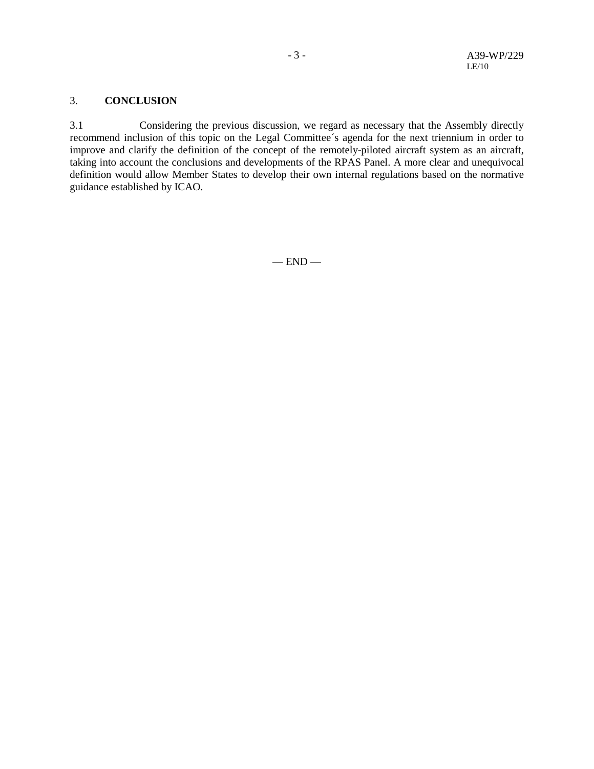## 3. CONCLUSION

3.1 Considering the previous discussion, we regard as necessary that the Assembly directly recommend inclusion of this topic on the Legal Committee´s agenda for the next triennium in order to improve and clarify the definition of the concept of the remotely-piloted aircraft system as an aircraft, taking into account the conclusions and developments of the RPAS Panel. A more clear and unequivocal definition would allow Member States to develop their own internal regulations based on the normative guidance established by ICAO.

— END —